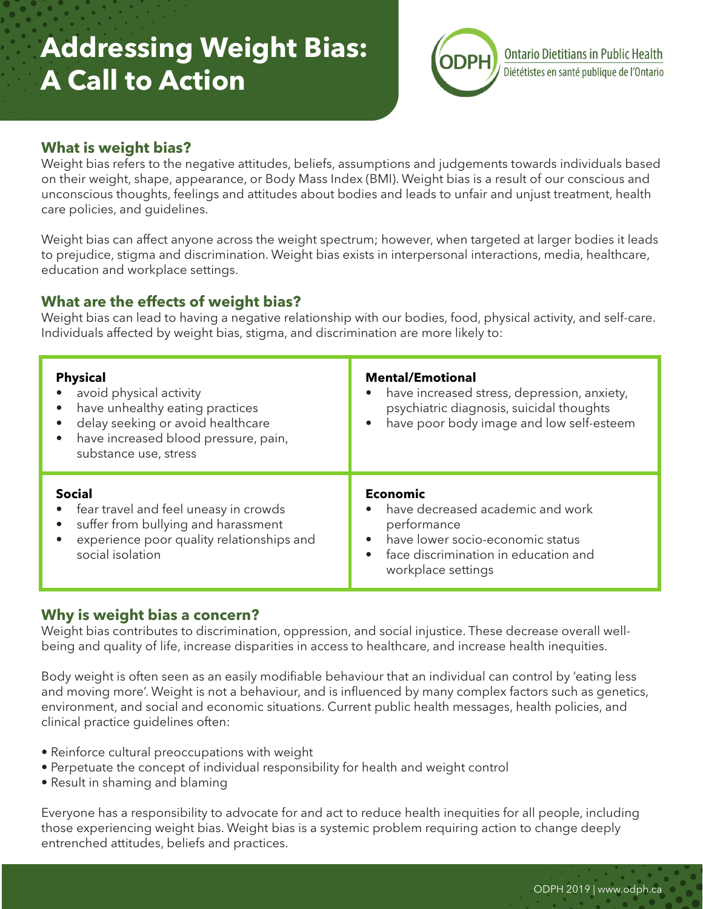# Addressing Weight Bias: A Call to Action

Ontario Dietitians in Public Health
Diététistes en santé publique de l'Ontario

## What is weight bias?

Weight bias refers to the negative attitudes, beliefs, assumptions and judgements towards individuals based on their weight, shape, appearance, or Body Mass Index (BMI). Weight bias is a result of our conscious and unconscious thoughts, feelings and attitudes about bodies and leads to unfair and unjust treatment, health care policies, and guidelines.

Weight bias can affect anyone across the weight spectrum; however, when targeted at larger bodies it leads to prejudice, stigma and discrimination. Weight bias exists in interpersonal interactions, media, healthcare, education and workplace settings.

## What are the effects of weight bias?

Weight bias can lead to having a negative relationship with our bodies, food, physical activity, and self-care. Individuals affected by weight bias, stigma, and discrimination are more likely to:

**Physical**

- avoid physical activity
- have unhealthy eating practices
- delay seeking or avoid healthcare
- have increased blood pressure, pain, substance use, stress

**Mental/Emotional**

- have increased stress, depression, anxiety, psychiatric diagnosis, suicidal thoughts
- have poor body image and low self-esteem

**Social**

- fear travel and feel uneasy in crowds
- suffer from bullying and harassment
- experience poor quality relationships and social isolation

**Economic**

- have decreased academic and work performance
- have lower socio-economic status
- face discrimination in education and workplace settings

## Why is weight bias a concern?

Weight bias contributes to discrimination, oppression, and social injustice. These decrease overall well-being and quality of life, increase disparities in access to healthcare, and increase health inequities.

Body weight is often seen as an easily modifiable behaviour that an individual can control by 'eating less and moving more'. Weight is not a behaviour, and is influenced by many complex factors such as genetics, environment, and social and economic situations. Current public health messages, health policies, and clinical practice guidelines often:

- Reinforce cultural preoccupations with weight
- Perpetuate the concept of individual responsibility for health and weight control
- Result in shaming and blaming

Everyone has a responsibility to advocate for and act to reduce health inequities for all people, including those experiencing weight bias. Weight bias is a systemic problem requiring action to change deeply entrenched attitudes, beliefs and practices.

ODPH 2019 | www.odph.ca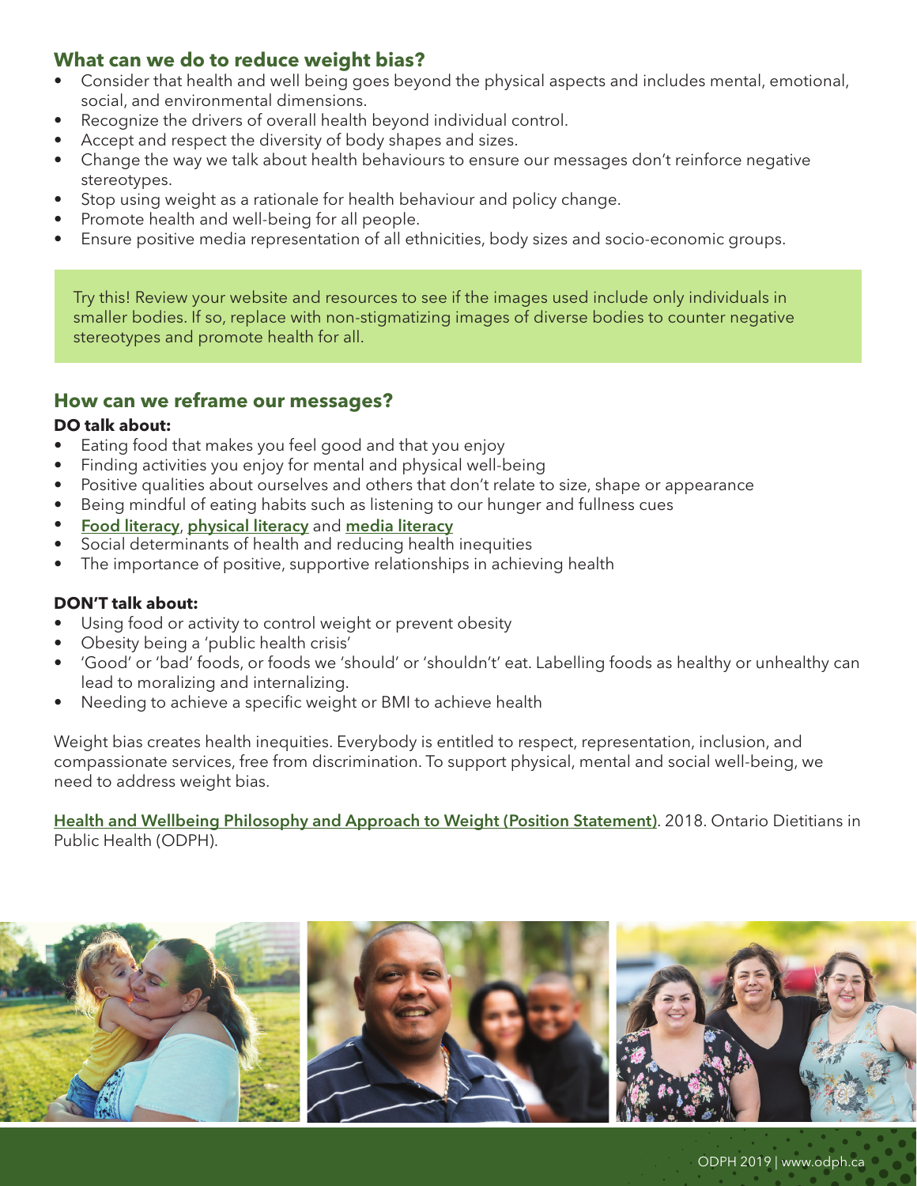## What can we do to reduce weight bias?

- Consider that health and well being goes beyond the physical aspects and includes mental, emotional, social, and environmental dimensions.
- Recognize the drivers of overall health beyond individual control.
- Accept and respect the diversity of body shapes and sizes.
- Change the way we talk about health behaviours to ensure our messages don't reinforce negative stereotypes.
- Stop using weight as a rationale for health behaviour and policy change.
- Promote health and well-being for all people.
- Ensure positive media representation of all ethnicities, body sizes and socio-economic groups.

Try this! Review your website and resources to see if the images used include only individuals in smaller bodies. If so, replace with non-stigmatizing images of diverse bodies to counter negative stereotypes and promote health for all.

## How can we reframe our messages?

**DO talk about:**

- Eating food that makes you feel good and that you enjoy
- Finding activities you enjoy for mental and physical well-being
- Positive qualities about ourselves and others that don't relate to size, shape or appearance
- Being mindful of eating habits such as listening to our hunger and fullness cues
- Food literacy, physical literacy and media literacy
- Social determinants of health and reducing health inequities
- The importance of positive, supportive relationships in achieving health

**DON'T talk about:**

- Using food or activity to control weight or prevent obesity
- Obesity being a 'public health crisis'
- 'Good' or 'bad' foods, or foods we 'should' or 'shouldn't' eat. Labelling foods as healthy or unhealthy can lead to moralizing and internalizing.
- Needing to achieve a specific weight or BMI to achieve health

Weight bias creates health inequities. Everybody is entitled to respect, representation, inclusion, and compassionate services, free from discrimination. To support physical, mental and social well-being, we need to address weight bias.

Health and Wellbeing Philosophy and Approach to Weight (Position Statement). 2018. Ontario Dietitians in Public Health (ODPH).

ODPH 2019 | www.odph.ca